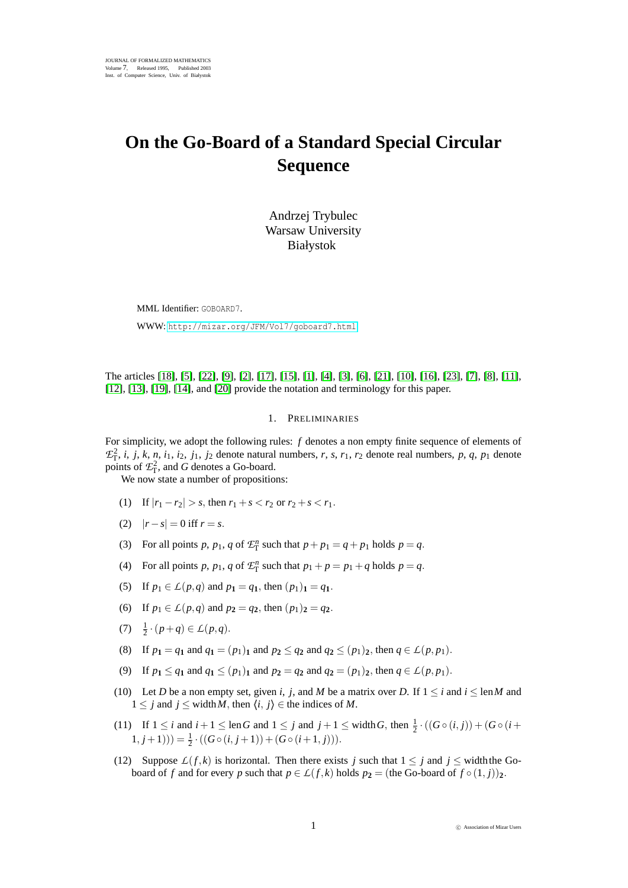JOURNAL OF FORMALIZED MATHEMATICS
Volume 7, Released 1995, Published 2003
Inst. of Computer Science, Univ. of Białystok

# On the Go-Board of a Standard Special Circular Sequence

Andrzej Trybulec
Warsaw University
Białystok

MML Identifier: GOBOARD7.

WWW: http://mizar.org/JFM/Vol7/goboard7.html

The articles [18], [5], [22], [9], [2], [17], [15], [1], [4], [3], [6], [21], [10], [16], [23], [7], [8], [11], [12], [13], [19], [14], and [20] provide the notation and terminology for this paper.

## 1. PRELIMINARIES

For simplicity, we adopt the following rules: $f$ denotes a non empty finite sequence of elements of $\mathcal{E}^2_{\mathrm{T}}$, $i$, $j$, $k$, $n$, $i_1$, $i_2$, $j_1$, $j_2$ denote natural numbers, $r$, $s$, $r_1$, $r_2$ denote real numbers, $p$, $q$, $p_1$ denote points of $\mathcal{E}^2_{\mathrm{T}}$, and $G$ denotes a Go-board.

We now state a number of propositions:

(1) If $|r_1 - r_2| > s$, then $r_1 + s < r_2$ or $r_2 + s < r_1$.

(2) $|r - s| = 0$ iff $r = s$.

(3) For all points $p$, $p_1$, $q$ of $\mathcal{E}^n_{\mathrm{T}}$ such that $p + p_1 = q + p_1$ holds $p = q$.

(4) For all points $p$, $p_1$, $q$ of $\mathcal{E}^n_{\mathrm{T}}$ such that $p_1 + p = p_1 + q$ holds $p = q$.

(5) If $p_1 \in \mathcal{L}(p,q)$ and $p_{\mathbf{1}} = q_{\mathbf{1}}$, then $(p_1)_{\mathbf{1}} = q_{\mathbf{1}}$.

(6) If $p_1 \in \mathcal{L}(p,q)$ and $p_{\mathbf{2}} = q_{\mathbf{2}}$, then $(p_1)_{\mathbf{2}} = q_{\mathbf{2}}$.

(7) $\frac{1}{2} \cdot (p+q) \in \mathcal{L}(p,q)$.

(8) If $p_{\mathbf{1}} = q_{\mathbf{1}}$ and $q_{\mathbf{1}} = (p_1)_{\mathbf{1}}$ and $p_{\mathbf{2}} \leq q_{\mathbf{2}}$ and $q_{\mathbf{2}} \leq (p_1)_{\mathbf{2}}$, then $q \in \mathcal{L}(p,p_1)$.

(9) If $p_{\mathbf{1}} \leq q_{\mathbf{1}}$ and $q_{\mathbf{1}} \leq (p_1)_{\mathbf{1}}$ and $p_{\mathbf{2}} = q_{\mathbf{2}}$ and $q_{\mathbf{2}} = (p_1)_{\mathbf{2}}$, then $q \in \mathcal{L}(p,p_1)$.

(10) Let $D$ be a non empty set, given $i$, $j$, and $M$ be a matrix over $D$. If $1 \leq i$ and $i \leq \operatorname{len} M$ and $1 \leq j$ and $j \leq \operatorname{width} M$, then $\langle i, j \rangle \in$ the indices of $M$.

(11) If $1 \leq i$ and $i+1 \leq \operatorname{len} G$ and $1 \leq j$ and $j+1 \leq \operatorname{width} G$, then $\frac{1}{2} \cdot ((G \circ (i,j)) + (G \circ (i+1,j+1))) = \frac{1}{2} \cdot ((G \circ (i,j+1)) + (G \circ (i+1,j)))$.

(12) Suppose $\mathcal{L}(f,k)$ is horizontal. Then there exists $j$ such that $1 \leq j$ and $j \leq$ width the Go-board of $f$ and for every $p$ such that $p \in \mathcal{L}(f,k)$ holds $p_{\mathbf{2}} =$ (the Go-board of $f \circ (1,j))_{\mathbf{2}}$.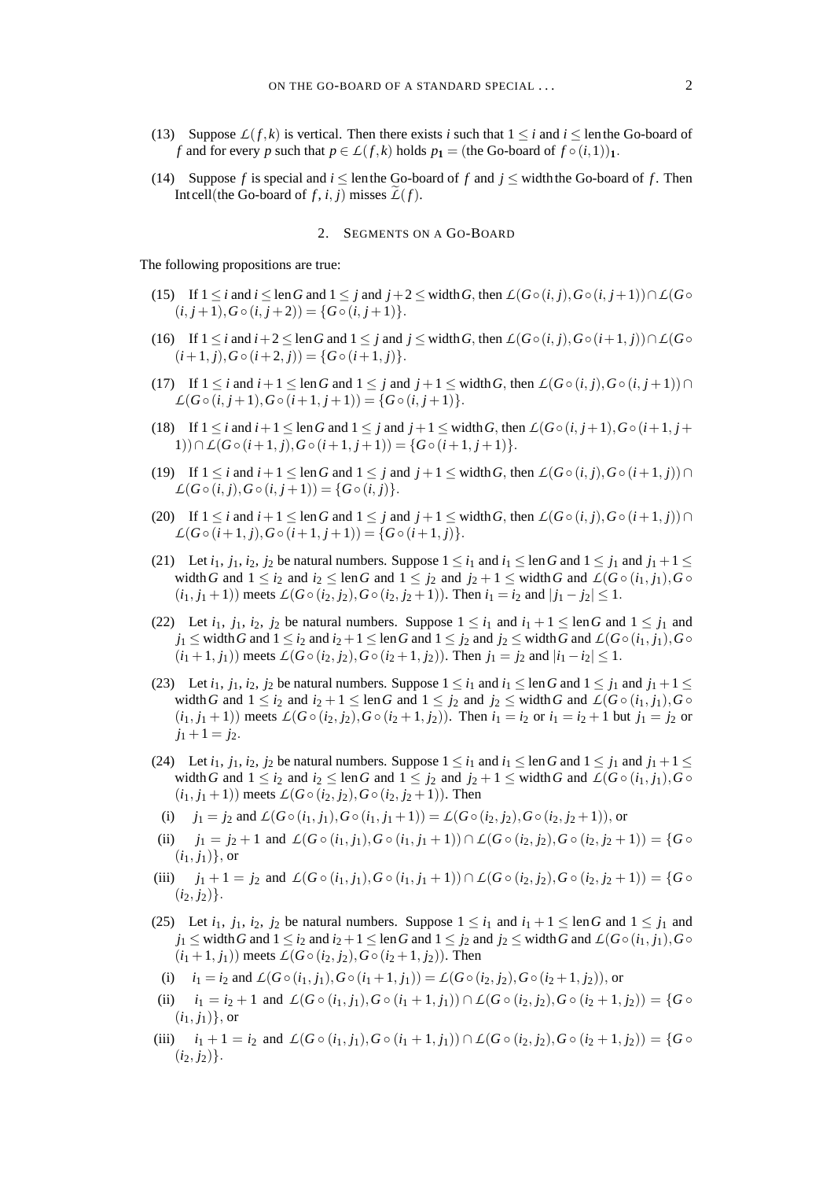(13) Suppose $\mathcal{L}(f,k)$ is vertical. Then there exists $i$ such that $1 \leq i$ and $i \leq$ len the Go-board of $f$ and for every $p$ such that $p \in \mathcal{L}(f,k)$ holds $p_{\mathbf{1}} =$ (the Go-board of $f \circ (i,1))_{\mathbf{1}}$.

(14) Suppose $f$ is special and $i \leq$ len the Go-board of $f$ and $j \leq$ width the Go-board of $f$. Then Int cell(the Go-board of $f$, $i$, $j$) misses $\widetilde{\mathcal{L}}(f)$.

## 2. Segments on a Go-Board

The following propositions are true:

(15) If $1 \leq i$ and $i \leq \operatorname{len} G$ and $1 \leq j$ and $j+2 \leq \operatorname{width} G$, then $\mathcal{L}(G \circ (i,j), G \circ (i,j+1)) \cap \mathcal{L}(G \circ (i,j+1), G \circ (i,j+2)) = \{G \circ (i,j+1)\}$.

(16) If $1 \leq i$ and $i+2 \leq \operatorname{len} G$ and $1 \leq j$ and $j \leq \operatorname{width} G$, then $\mathcal{L}(G \circ (i,j), G \circ (i+1,j)) \cap \mathcal{L}(G \circ (i+1,j), G \circ (i+2,j)) = \{G \circ (i+1,j)\}$.

(17) If $1 \leq i$ and $i+1 \leq \operatorname{len} G$ and $1 \leq j$ and $j+1 \leq \operatorname{width} G$, then $\mathcal{L}(G \circ (i,j), G \circ (i,j+1)) \cap \mathcal{L}(G \circ (i,j+1), G \circ (i+1,j+1)) = \{G \circ (i,j+1)\}$.

(18) If $1 \leq i$ and $i+1 \leq \operatorname{len} G$ and $1 \leq j$ and $j+1 \leq \operatorname{width} G$, then $\mathcal{L}(G \circ (i,j+1), G \circ (i+1,j+1)) \cap \mathcal{L}(G \circ (i+1,j), G \circ (i+1,j+1)) = \{G \circ (i+1,j+1)\}$.

(19) If $1 \leq i$ and $i+1 \leq \operatorname{len} G$ and $1 \leq j$ and $j+1 \leq \operatorname{width} G$, then $\mathcal{L}(G \circ (i,j), G \circ (i+1,j)) \cap \mathcal{L}(G \circ (i,j), G \circ (i,j+1)) = \{G \circ (i,j)\}$.

(20) If $1 \leq i$ and $i+1 \leq \operatorname{len} G$ and $1 \leq j$ and $j+1 \leq \operatorname{width} G$, then $\mathcal{L}(G \circ (i,j), G \circ (i+1,j)) \cap \mathcal{L}(G \circ (i+1,j), G \circ (i+1,j+1)) = \{G \circ (i+1,j)\}$.

(21) Let $i_1$, $j_1$, $i_2$, $j_2$ be natural numbers. Suppose $1 \leq i_1$ and $i_1 \leq \operatorname{len} G$ and $1 \leq j_1$ and $j_1+1 \leq \operatorname{width} G$ and $1 \leq i_2$ and $i_2 \leq \operatorname{len} G$ and $1 \leq j_2$ and $j_2+1 \leq \operatorname{width} G$ and $\mathcal{L}(G \circ (i_1,j_1), G \circ (i_1,j_1+1))$ meets $\mathcal{L}(G \circ (i_2,j_2), G \circ (i_2,j_2+1))$. Then $i_1 = i_2$ and $|j_1 - j_2| \leq 1$.

(22) Let $i_1$, $j_1$, $i_2$, $j_2$ be natural numbers. Suppose $1 \leq i_1$ and $i_1+1 \leq \operatorname{len} G$ and $1 \leq j_1$ and $j_1 \leq \operatorname{width} G$ and $1 \leq i_2$ and $i_2+1 \leq \operatorname{len} G$ and $1 \leq j_2$ and $j_2 \leq \operatorname{width} G$ and $\mathcal{L}(G \circ (i_1,j_1), G \circ (i_1+1,j_1))$ meets $\mathcal{L}(G \circ (i_2,j_2), G \circ (i_2+1,j_2))$. Then $j_1 = j_2$ and $|i_1 - i_2| \leq 1$.

(23) Let $i_1$, $j_1$, $i_2$, $j_2$ be natural numbers. Suppose $1 \leq i_1$ and $i_1 \leq \operatorname{len} G$ and $1 \leq j_1$ and $j_1+1 \leq \operatorname{width} G$ and $1 \leq i_2$ and $i_2+1 \leq \operatorname{len} G$ and $1 \leq j_2$ and $j_2 \leq \operatorname{width} G$ and $\mathcal{L}(G \circ (i_1,j_1), G \circ (i_1,j_1+1))$ meets $\mathcal{L}(G \circ (i_2,j_2), G \circ (i_2+1,j_2))$. Then $i_1 = i_2$ or $i_1 = i_2+1$ but $j_1 = j_2$ or $j_1+1 = j_2$.

(24) Let $i_1$, $j_1$, $i_2$, $j_2$ be natural numbers. Suppose $1 \leq i_1$ and $i_1 \leq \operatorname{len} G$ and $1 \leq j_1$ and $j_1+1 \leq \operatorname{width} G$ and $1 \leq i_2$ and $i_2 \leq \operatorname{len} G$ and $1 \leq j_2$ and $j_2+1 \leq \operatorname{width} G$ and $\mathcal{L}(G \circ (i_1,j_1), G \circ (i_1,j_1+1))$ meets $\mathcal{L}(G \circ (i_2,j_2), G \circ (i_2,j_2+1))$. Then

(i) $j_1 = j_2$ and $\mathcal{L}(G \circ (i_1,j_1), G \circ (i_1,j_1+1)) = \mathcal{L}(G \circ (i_2,j_2), G \circ (i_2,j_2+1))$, or

(ii) $j_1 = j_2+1$ and $\mathcal{L}(G \circ (i_1,j_1), G \circ (i_1,j_1+1)) \cap \mathcal{L}(G \circ (i_2,j_2), G \circ (i_2,j_2+1)) = \{G \circ (i_1,j_1)\}$, or

(iii) $j_1+1 = j_2$ and $\mathcal{L}(G \circ (i_1,j_1), G \circ (i_1,j_1+1)) \cap \mathcal{L}(G \circ (i_2,j_2), G \circ (i_2,j_2+1)) = \{G \circ (i_2,j_2)\}$.

(25) Let $i_1$, $j_1$, $i_2$, $j_2$ be natural numbers. Suppose $1 \leq i_1$ and $i_1+1 \leq \operatorname{len} G$ and $1 \leq j_1$ and $j_1 \leq \operatorname{width} G$ and $1 \leq i_2$ and $i_2+1 \leq \operatorname{len} G$ and $1 \leq j_2$ and $j_2 \leq \operatorname{width} G$ and $\mathcal{L}(G \circ (i_1,j_1), G \circ (i_1+1,j_1))$ meets $\mathcal{L}(G \circ (i_2,j_2), G \circ (i_2+1,j_2))$. Then

(i) $i_1 = i_2$ and $\mathcal{L}(G \circ (i_1,j_1), G \circ (i_1+1,j_1)) = \mathcal{L}(G \circ (i_2,j_2), G \circ (i_2+1,j_2))$, or

(ii) $i_1 = i_2+1$ and $\mathcal{L}(G \circ (i_1,j_1), G \circ (i_1+1,j_1)) \cap \mathcal{L}(G \circ (i_2,j_2), G \circ (i_2+1,j_2)) = \{G \circ (i_1,j_1)\}$, or

(iii) $i_1+1 = i_2$ and $\mathcal{L}(G \circ (i_1,j_1), G \circ (i_1+1,j_1)) \cap \mathcal{L}(G \circ (i_2,j_2), G \circ (i_2+1,j_2)) = \{G \circ (i_2,j_2)\}$.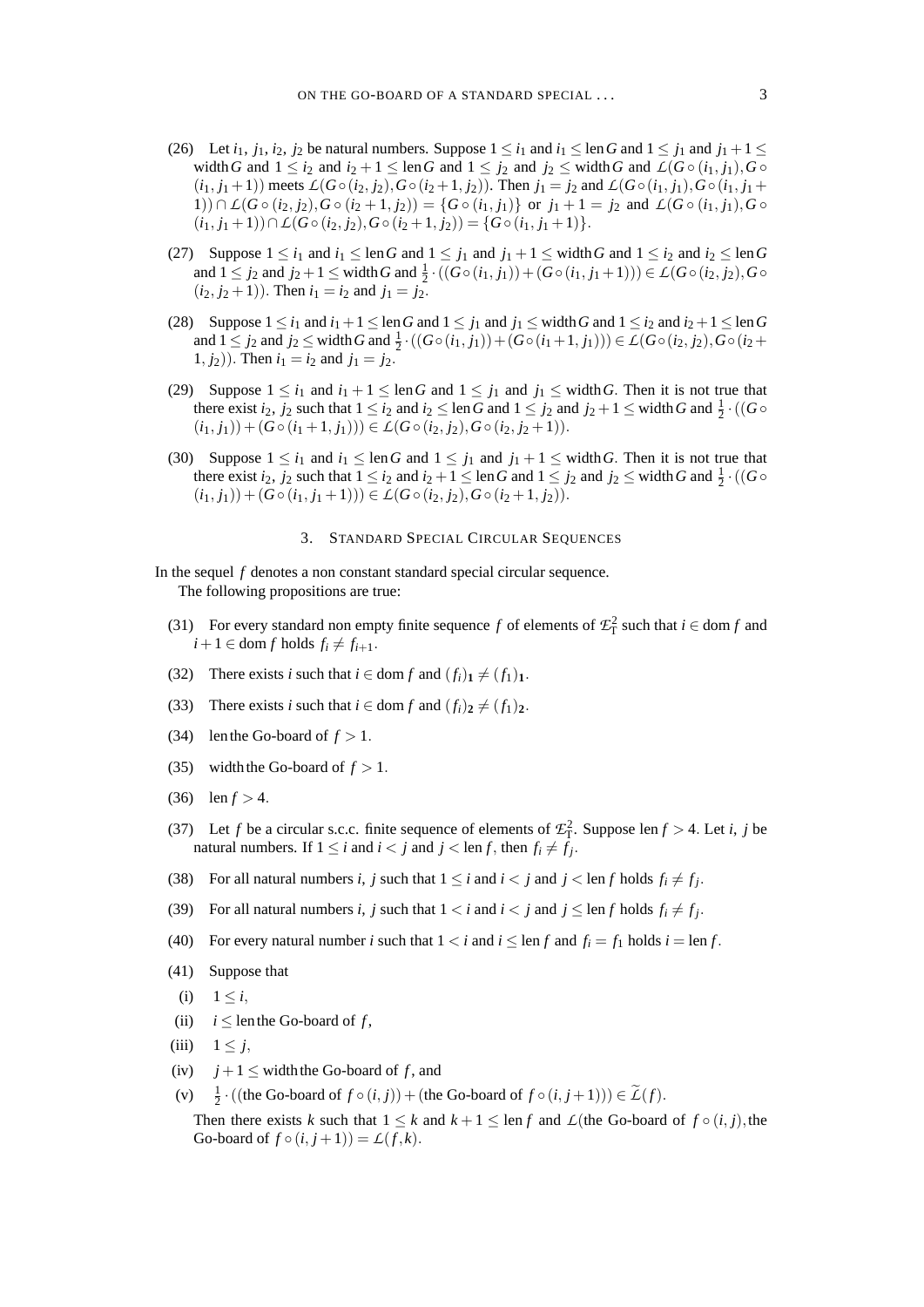(26) Let $i_1$, $j_1$, $i_2$, $j_2$ be natural numbers. Suppose $1 \leq i_1$ and $i_1 \leq \operatorname{len} G$ and $1 \leq j_1$ and $j_1 + 1 \leq \operatorname{width} G$ and $1 \leq i_2$ and $i_2 + 1 \leq \operatorname{len} G$ and $1 \leq j_2$ and $j_2 \leq \operatorname{width} G$ and $\mathcal{L}(G \circ (i_1, j_1), G \circ (i_1, j_1 + 1))$ meets $\mathcal{L}(G \circ (i_2, j_2), G \circ (i_2 + 1, j_2))$. Then $j_1 = j_2$ and $\mathcal{L}(G \circ (i_1, j_1), G \circ (i_1, j_1 + 1)) \cap \mathcal{L}(G \circ (i_2, j_2), G \circ (i_2 + 1, j_2)) = \{G \circ (i_1, j_1)\}$ or $j_1 + 1 = j_2$ and $\mathcal{L}(G \circ (i_1, j_1), G \circ (i_1, j_1 + 1)) \cap \mathcal{L}(G \circ (i_2, j_2), G \circ (i_2 + 1, j_2)) = \{G \circ (i_1, j_1 + 1)\}$.

(27) Suppose $1 \leq i_1$ and $i_1 \leq \operatorname{len} G$ and $1 \leq j_1$ and $j_1 + 1 \leq \operatorname{width} G$ and $1 \leq i_2$ and $i_2 \leq \operatorname{len} G$ and $1 \leq j_2$ and $j_2 + 1 \leq \operatorname{width} G$ and $\frac{1}{2} \cdot ((G \circ (i_1, j_1)) + (G \circ (i_1, j_1 + 1))) \in \mathcal{L}(G \circ (i_2, j_2), G \circ (i_2, j_2 + 1))$. Then $i_1 = i_2$ and $j_1 = j_2$.

(28) Suppose $1 \leq i_1$ and $i_1 + 1 \leq \operatorname{len} G$ and $1 \leq j_1$ and $j_1 \leq \operatorname{width} G$ and $1 \leq i_2$ and $i_2 + 1 \leq \operatorname{len} G$ and $1 \leq j_2$ and $j_2 \leq \operatorname{width} G$ and $\frac{1}{2} \cdot ((G \circ (i_1, j_1)) + (G \circ (i_1 + 1, j_1))) \in \mathcal{L}(G \circ (i_2, j_2), G \circ (i_2 + 1, j_2))$. Then $i_1 = i_2$ and $j_1 = j_2$.

(29) Suppose $1 \leq i_1$ and $i_1 + 1 \leq \operatorname{len} G$ and $1 \leq j_1$ and $j_1 \leq \operatorname{width} G$. Then it is not true that there exist $i_2$, $j_2$ such that $1 \leq i_2$ and $i_2 \leq \operatorname{len} G$ and $1 \leq j_2$ and $j_2 + 1 \leq \operatorname{width} G$ and $\frac{1}{2} \cdot ((G \circ (i_1, j_1)) + (G \circ (i_1 + 1, j_1))) \in \mathcal{L}(G \circ (i_2, j_2), G \circ (i_2, j_2 + 1))$.

(30) Suppose $1 \leq i_1$ and $i_1 \leq \operatorname{len} G$ and $1 \leq j_1$ and $j_1 + 1 \leq \operatorname{width} G$. Then it is not true that there exist $i_2$, $j_2$ such that $1 \leq i_2$ and $i_2 + 1 \leq \operatorname{len} G$ and $1 \leq j_2$ and $j_2 \leq \operatorname{width} G$ and $\frac{1}{2} \cdot ((G \circ (i_1, j_1)) + (G \circ (i_1, j_1 + 1))) \in \mathcal{L}(G \circ (i_2, j_2), G \circ (i_2 + 1, j_2))$.

## 3. Standard Special Circular Sequences

In the sequel $f$ denotes a non constant standard special circular sequence.

The following propositions are true:

(31) For every standard non empty finite sequence $f$ of elements of $\mathcal{E}^2_{\mathrm{T}}$ such that $i \in \operatorname{dom} f$ and $i + 1 \in \operatorname{dom} f$ holds $f_i \neq f_{i+1}$.

(32) There exists $i$ such that $i \in \operatorname{dom} f$ and $(f_i)_{\mathbf{1}} \neq (f_1)_{\mathbf{1}}$.

(33) There exists $i$ such that $i \in \operatorname{dom} f$ and $(f_i)_{\mathbf{2}} \neq (f_1)_{\mathbf{2}}$.

(34) $\operatorname{len}$ the Go-board of $f > 1$.

(35) $\operatorname{width}$ the Go-board of $f > 1$.

(36) $\operatorname{len} f > 4$.

(37) Let $f$ be a circular s.c.c. finite sequence of elements of $\mathcal{E}^2_{\mathrm{T}}$. Suppose $\operatorname{len} f > 4$. Let $i$, $j$ be natural numbers. If $1 \leq i$ and $i < j$ and $j < \operatorname{len} f$, then $f_i \neq f_j$.

(38) For all natural numbers $i$, $j$ such that $1 \leq i$ and $i < j$ and $j < \operatorname{len} f$ holds $f_i \neq f_j$.

(39) For all natural numbers $i$, $j$ such that $1 < i$ and $i < j$ and $j \leq \operatorname{len} f$ holds $f_i \neq f_j$.

(40) For every natural number $i$ such that $1 < i$ and $i \leq \operatorname{len} f$ and $f_i = f_1$ holds $i = \operatorname{len} f$.

(41) Suppose that

(i) $1 \leq i$,

(ii) $i \leq \operatorname{len}$ the Go-board of $f$,

(iii) $1 \leq j$,

(iv) $j + 1 \leq \operatorname{width}$ the Go-board of $f$, and

(v) $\frac{1}{2} \cdot ((\text{the Go-board of } f \circ (i, j)) + (\text{the Go-board of } f \circ (i, j + 1))) \in \widetilde{\mathcal{L}}(f)$.

Then there exists $k$ such that $1 \leq k$ and $k + 1 \leq \operatorname{len} f$ and $\mathcal{L}(\text{the Go-board of } f \circ (i, j), \text{the Go-board of } f \circ (i, j + 1)) = \mathcal{L}(f, k)$.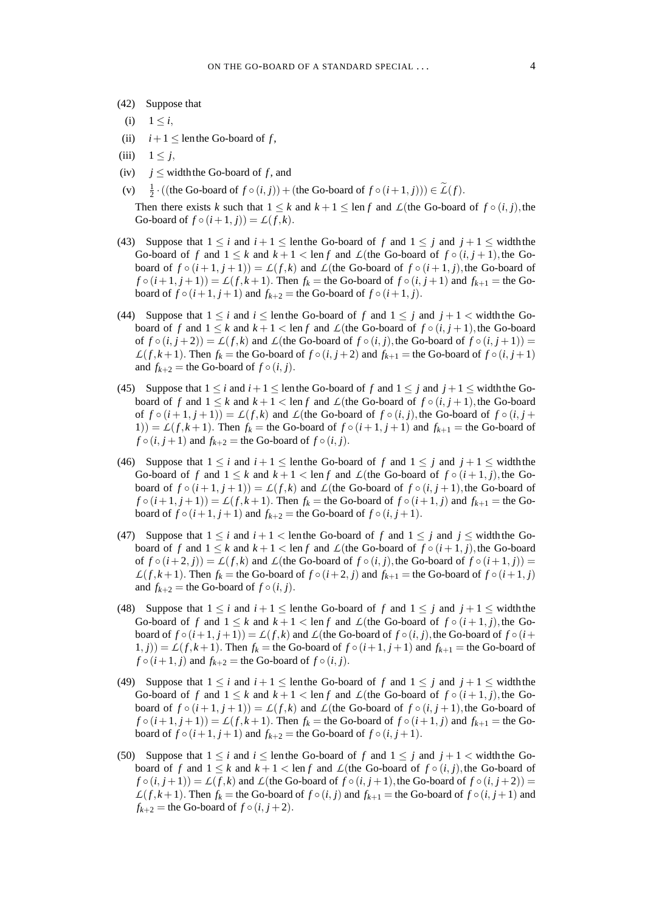(42) Suppose that

(i) $1 \leq i$,

(ii) $i+1 \leq$ len the Go-board of $f$,

(iii) $1 \leq j$,

(iv) $j \leq$ width the Go-board of $f$, and

(v) $\frac{1}{2} \cdot ((\text{the Go-board of } f \circ (i, j)) + (\text{the Go-board of } f \circ (i+1, j))) \in \widetilde{\mathcal{L}}(f)$.

Then there exists $k$ such that $1 \leq k$ and $k+1 \leq \operatorname{len} f$ and $\mathcal{L}(\text{the Go-board of } f \circ (i, j), \text{the Go-board of } f \circ (i+1, j)) = \mathcal{L}(f, k)$.

(43) Suppose that $1 \leq i$ and $i+1 \leq$ len the Go-board of $f$ and $1 \leq j$ and $j+1 \leq$ width the Go-board of $f$ and $1 \leq k$ and $k+1 < \operatorname{len} f$ and $\mathcal{L}(\text{the Go-board of } f \circ (i, j+1), \text{the Go-board of } f \circ (i+1, j+1)) = \mathcal{L}(f, k)$ and $\mathcal{L}(\text{the Go-board of } f \circ (i+1, j), \text{the Go-board of } f \circ (i+1, j+1)) = \mathcal{L}(f, k+1)$. Then $f_k =$ the Go-board of $f \circ (i, j+1)$ and $f_{k+1} =$ the Go-board of $f \circ (i+1, j+1)$ and $f_{k+2} =$ the Go-board of $f \circ (i+1, j)$.

(44) Suppose that $1 \leq i$ and $i \leq$ len the Go-board of $f$ and $1 \leq j$ and $j+1 <$ width the Go-board of $f$ and $1 \leq k$ and $k+1 < \operatorname{len} f$ and $\mathcal{L}(\text{the Go-board of } f \circ (i, j+1), \text{the Go-board of } f \circ (i, j+2)) = \mathcal{L}(f, k)$ and $\mathcal{L}(\text{the Go-board of } f \circ (i, j), \text{the Go-board of } f \circ (i, j+1)) = \mathcal{L}(f, k+1)$. Then $f_k =$ the Go-board of $f \circ (i, j+2)$ and $f_{k+1} =$ the Go-board of $f \circ (i, j+1)$ and $f_{k+2} =$ the Go-board of $f \circ (i, j)$.

(45) Suppose that $1 \leq i$ and $i+1 \leq$ len the Go-board of $f$ and $1 \leq j$ and $j+1 \leq$ width the Go-board of $f$ and $1 \leq k$ and $k+1 < \operatorname{len} f$ and $\mathcal{L}(\text{the Go-board of } f \circ (i, j+1), \text{the Go-board of } f \circ (i+1, j+1)) = \mathcal{L}(f, k)$ and $\mathcal{L}(\text{the Go-board of } f \circ (i, j), \text{the Go-board of } f \circ (i, j+1)) = \mathcal{L}(f, k+1)$. Then $f_k =$ the Go-board of $f \circ (i+1, j+1)$ and $f_{k+1} =$ the Go-board of $f \circ (i, j+1)$ and $f_{k+2} =$ the Go-board of $f \circ (i, j)$.

(46) Suppose that $1 \leq i$ and $i+1 \leq$ len the Go-board of $f$ and $1 \leq j$ and $j+1 \leq$ width the Go-board of $f$ and $1 \leq k$ and $k+1 < \operatorname{len} f$ and $\mathcal{L}(\text{the Go-board of } f \circ (i+1, j), \text{the Go-board of } f \circ (i+1, j+1)) = \mathcal{L}(f, k)$ and $\mathcal{L}(\text{the Go-board of } f \circ (i, j+1), \text{the Go-board of } f \circ (i+1, j+1)) = \mathcal{L}(f, k+1)$. Then $f_k =$ the Go-board of $f \circ (i+1, j)$ and $f_{k+1} =$ the Go-board of $f \circ (i+1, j+1)$ and $f_{k+2} =$ the Go-board of $f \circ (i, j+1)$.

(47) Suppose that $1 \leq i$ and $i+1 <$ len the Go-board of $f$ and $1 \leq j$ and $j \leq$ width the Go-board of $f$ and $1 \leq k$ and $k+1 < \operatorname{len} f$ and $\mathcal{L}(\text{the Go-board of } f \circ (i+1, j), \text{the Go-board of } f \circ (i+2, j)) = \mathcal{L}(f, k)$ and $\mathcal{L}(\text{the Go-board of } f \circ (i, j), \text{the Go-board of } f \circ (i+1, j)) = \mathcal{L}(f, k+1)$. Then $f_k =$ the Go-board of $f \circ (i+2, j)$ and $f_{k+1} =$ the Go-board of $f \circ (i+1, j)$ and $f_{k+2} =$ the Go-board of $f \circ (i, j)$.

(48) Suppose that $1 \leq i$ and $i+1 \leq$ len the Go-board of $f$ and $1 \leq j$ and $j+1 \leq$ width the Go-board of $f$ and $1 \leq k$ and $k+1 < \operatorname{len} f$ and $\mathcal{L}(\text{the Go-board of } f \circ (i+1, j), \text{the Go-board of } f \circ (i+1, j+1)) = \mathcal{L}(f, k)$ and $\mathcal{L}(\text{the Go-board of } f \circ (i, j), \text{the Go-board of } f \circ (i+1, j)) = \mathcal{L}(f, k+1)$. Then $f_k =$ the Go-board of $f \circ (i+1, j+1)$ and $f_{k+1} =$ the Go-board of $f \circ (i+1, j)$ and $f_{k+2} =$ the Go-board of $f \circ (i, j)$.

(49) Suppose that $1 \leq i$ and $i+1 \leq$ len the Go-board of $f$ and $1 \leq j$ and $j+1 \leq$ width the Go-board of $f$ and $1 \leq k$ and $k+1 < \operatorname{len} f$ and $\mathcal{L}(\text{the Go-board of } f \circ (i+1, j), \text{the Go-board of } f \circ (i+1, j+1)) = \mathcal{L}(f, k)$ and $\mathcal{L}(\text{the Go-board of } f \circ (i, j+1), \text{the Go-board of } f \circ (i+1, j+1)) = \mathcal{L}(f, k+1)$. Then $f_k =$ the Go-board of $f \circ (i+1, j)$ and $f_{k+1} =$ the Go-board of $f \circ (i+1, j+1)$ and $f_{k+2} =$ the Go-board of $f \circ (i, j+1)$.

(50) Suppose that $1 \leq i$ and $i \leq$ len the Go-board of $f$ and $1 \leq j$ and $j+1 <$ width the Go-board of $f$ and $1 \leq k$ and $k+1 < \operatorname{len} f$ and $\mathcal{L}(\text{the Go-board of } f \circ (i, j), \text{the Go-board of } f \circ (i, j+1)) = \mathcal{L}(f, k)$ and $\mathcal{L}(\text{the Go-board of } f \circ (i, j+1), \text{the Go-board of } f \circ (i, j+2)) = \mathcal{L}(f, k+1)$. Then $f_k =$ the Go-board of $f \circ (i, j)$ and $f_{k+1} =$ the Go-board of $f \circ (i, j+1)$ and $f_{k+2} =$ the Go-board of $f \circ (i, j+2)$.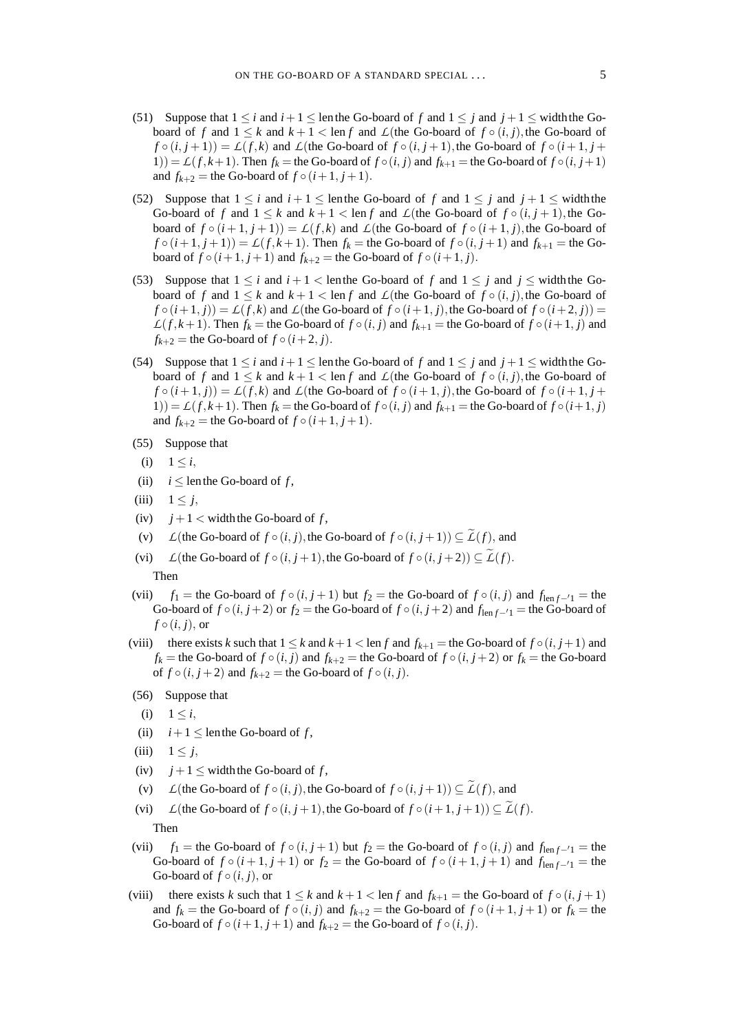(51) Suppose that $1 \leq i$ and $i+1 \leq$ len the Go-board of $f$ and $1 \leq j$ and $j+1 \leq$ width the Go-board of $f$ and $1 \leq k$ and $k+1 <$ len $f$ and $\mathcal{L}$(the Go-board of $f \circ (i, j)$, the Go-board of $f \circ (i, j+1)) = \mathcal{L}(f, k)$ and $\mathcal{L}$(the Go-board of $f \circ (i, j+1)$, the Go-board of $f \circ (i+1, j+1)) = \mathcal{L}(f, k+1)$. Then $f_k =$ the Go-board of $f \circ (i, j)$ and $f_{k+1} =$ the Go-board of $f \circ (i, j+1)$ and $f_{k+2} =$ the Go-board of $f \circ (i+1, j+1)$.

(52) Suppose that $1 \leq i$ and $i+1 \leq$ len the Go-board of $f$ and $1 \leq j$ and $j+1 \leq$ width the Go-board of $f$ and $1 \leq k$ and $k+1 <$ len $f$ and $\mathcal{L}$(the Go-board of $f \circ (i, j+1)$, the Go-board of $f \circ (i+1, j+1)) = \mathcal{L}(f, k)$ and $\mathcal{L}$(the Go-board of $f \circ (i+1, j)$, the Go-board of $f \circ (i+1, j+1)) = \mathcal{L}(f, k+1)$. Then $f_k =$ the Go-board of $f \circ (i, j+1)$ and $f_{k+1} =$ the Go-board of $f \circ (i+1, j+1)$ and $f_{k+2} =$ the Go-board of $f \circ (i+1, j)$.

(53) Suppose that $1 \leq i$ and $i+1 <$ len the Go-board of $f$ and $1 \leq j$ and $j \leq$ width the Go-board of $f$ and $1 \leq k$ and $k+1 <$ len $f$ and $\mathcal{L}$(the Go-board of $f \circ (i, j)$, the Go-board of $f \circ (i+1, j)) = \mathcal{L}(f, k)$ and $\mathcal{L}$(the Go-board of $f \circ (i+1, j)$, the Go-board of $f \circ (i+2, j)) = \mathcal{L}(f, k+1)$. Then $f_k =$ the Go-board of $f \circ (i, j)$ and $f_{k+1} =$ the Go-board of $f \circ (i+1, j)$ and $f_{k+2} =$ the Go-board of $f \circ (i+2, j)$.

(54) Suppose that $1 \leq i$ and $i+1 \leq$ len the Go-board of $f$ and $1 \leq j$ and $j+1 \leq$ width the Go-board of $f$ and $1 \leq k$ and $k+1 <$ len $f$ and $\mathcal{L}$(the Go-board of $f \circ (i, j)$, the Go-board of $f \circ (i+1, j)) = \mathcal{L}(f, k)$ and $\mathcal{L}$(the Go-board of $f \circ (i+1, j)$, the Go-board of $f \circ (i+1, j+1)) = \mathcal{L}(f, k+1)$. Then $f_k =$ the Go-board of $f \circ (i, j)$ and $f_{k+1} =$ the Go-board of $f \circ (i+1, j)$ and $f_{k+2} =$ the Go-board of $f \circ (i+1, j+1)$.

(55) Suppose that

- (i) $1 \leq i$,
- (ii) $i \leq$ len the Go-board of $f$,
- (iii) $1 \leq j$,
- (iv) $j+1 <$ width the Go-board of $f$,
- (v) $\mathcal{L}$(the Go-board of $f \circ (i, j)$, the Go-board of $f \circ (i, j+1)) \subseteq \widetilde{\mathcal{L}}(f)$, and
- (vi) $\mathcal{L}$(the Go-board of $f \circ (i, j+1)$, the Go-board of $f \circ (i, j+2)) \subseteq \widetilde{\mathcal{L}}(f)$.

Then

- (vii) $f_1 =$ the Go-board of $f \circ (i, j+1)$ but $f_2 =$ the Go-board of $f \circ (i, j)$ and $f_{\mathrm{len}\, f -' 1} =$ the Go-board of $f \circ (i, j+2)$ or $f_2 =$ the Go-board of $f \circ (i, j+2)$ and $f_{\mathrm{len}\, f -' 1} =$ the Go-board of $f \circ (i, j)$, or
- (viii) there exists $k$ such that $1 \leq k$ and $k+1 <$ len $f$ and $f_{k+1} =$ the Go-board of $f \circ (i, j+1)$ and $f_k =$ the Go-board of $f \circ (i, j)$ and $f_{k+2} =$ the Go-board of $f \circ (i, j+2)$ or $f_k =$ the Go-board of $f \circ (i, j+2)$ and $f_{k+2} =$ the Go-board of $f \circ (i, j)$.

(56) Suppose that

- (i) $1 \leq i$,
- (ii) $i+1 \leq$ len the Go-board of $f$,
- (iii) $1 \leq j$,
- (iv) $j+1 \leq$ width the Go-board of $f$,
- (v) $\mathcal{L}$(the Go-board of $f \circ (i, j)$, the Go-board of $f \circ (i, j+1)) \subseteq \widetilde{\mathcal{L}}(f)$, and
- (vi) $\mathcal{L}$(the Go-board of $f \circ (i, j+1)$, the Go-board of $f \circ (i+1, j+1)) \subseteq \widetilde{\mathcal{L}}(f)$.

Then

- (vii) $f_1 =$ the Go-board of $f \circ (i, j+1)$ but $f_2 =$ the Go-board of $f \circ (i, j)$ and $f_{\mathrm{len}\, f -' 1} =$ the Go-board of $f \circ (i+1, j+1)$ or $f_2 =$ the Go-board of $f \circ (i+1, j+1)$ and $f_{\mathrm{len}\, f -' 1} =$ the Go-board of $f \circ (i, j)$, or
- (viii) there exists $k$ such that $1 \leq k$ and $k+1 <$ len $f$ and $f_{k+1} =$ the Go-board of $f \circ (i, j+1)$ and $f_k =$ the Go-board of $f \circ (i, j)$ and $f_{k+2} =$ the Go-board of $f \circ (i+1, j+1)$ or $f_k =$ the Go-board of $f \circ (i+1, j+1)$ and $f_{k+2} =$ the Go-board of $f \circ (i, j)$.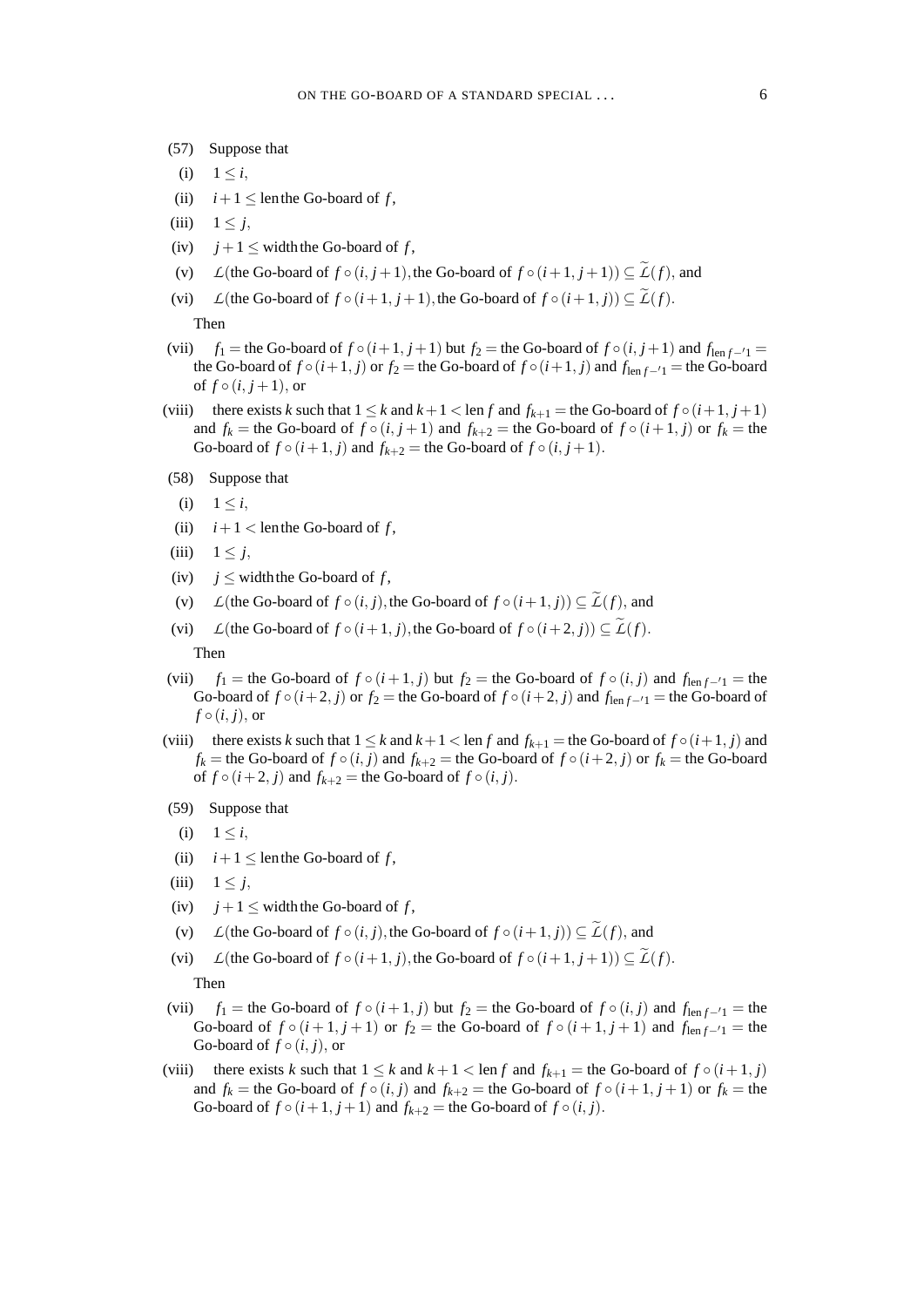(57) Suppose that

(i) $1 \leq i$,

(ii) $i+1 \leq \text{len}$ the Go-board of $f$,

(iii) $1 \leq j$,

(iv) $j+1 \leq \text{width}$ the Go-board of $f$,

(v) $\mathcal{L}$(the Go-board of $f \circ (i, j+1)$, the Go-board of $f \circ (i+1, j+1)) \subseteq \widetilde{\mathcal{L}}(f)$, and

(vi) $\mathcal{L}$(the Go-board of $f \circ (i+1, j+1)$, the Go-board of $f \circ (i+1, j)) \subseteq \widetilde{\mathcal{L}}(f)$.

Then

(vii) $f_1 =$ the Go-board of $f \circ (i+1, j+1)$ but $f_2 =$ the Go-board of $f \circ (i, j+1)$ and $f_{\text{len} f -' 1} =$ the Go-board of $f \circ (i+1, j)$ or $f_2 =$ the Go-board of $f \circ (i+1, j)$ and $f_{\text{len} f -' 1} =$ the Go-board of $f \circ (i, j+1)$, or

(viii) there exists $k$ such that $1 \leq k$ and $k+1 < \text{len} f$ and $f_{k+1} =$ the Go-board of $f \circ (i+1, j+1)$ and $f_k =$ the Go-board of $f \circ (i, j+1)$ and $f_{k+2} =$ the Go-board of $f \circ (i+1, j)$ or $f_k =$ the Go-board of $f \circ (i+1, j)$ and $f_{k+2} =$ the Go-board of $f \circ (i, j+1)$.

(58) Suppose that

(i) $1 \leq i$,

(ii) $i+1 < \text{len}$ the Go-board of $f$,

(iii) $1 \leq j$,

(iv) $j \leq \text{width}$ the Go-board of $f$,

(v) $\mathcal{L}$(the Go-board of $f \circ (i, j)$, the Go-board of $f \circ (i+1, j)) \subseteq \widetilde{\mathcal{L}}(f)$, and

(vi) $\mathcal{L}$(the Go-board of $f \circ (i+1, j)$, the Go-board of $f \circ (i+2, j)) \subseteq \widetilde{\mathcal{L}}(f)$.

Then

(vii) $f_1 =$ the Go-board of $f \circ (i+1, j)$ but $f_2 =$ the Go-board of $f \circ (i, j)$ and $f_{\text{len} f -' 1} =$ the Go-board of $f \circ (i+2, j)$ or $f_2 =$ the Go-board of $f \circ (i+2, j)$ and $f_{\text{len} f -' 1} =$ the Go-board of $f \circ (i, j)$, or

(viii) there exists $k$ such that $1 \leq k$ and $k+1 < \text{len} f$ and $f_{k+1} =$ the Go-board of $f \circ (i+1, j)$ and $f_k =$ the Go-board of $f \circ (i, j)$ and $f_{k+2} =$ the Go-board of $f \circ (i+2, j)$ or $f_k =$ the Go-board of $f \circ (i+2, j)$ and $f_{k+2} =$ the Go-board of $f \circ (i, j)$.

(59) Suppose that

(i) $1 \leq i$,

(ii) $i+1 \leq \text{len}$ the Go-board of $f$,

(iii) $1 \leq j$,

(iv) $j+1 \leq \text{width}$ the Go-board of $f$,

(v) $\mathcal{L}$(the Go-board of $f \circ (i, j)$, the Go-board of $f \circ (i+1, j)) \subseteq \widetilde{\mathcal{L}}(f)$, and

(vi) $\mathcal{L}$(the Go-board of $f \circ (i+1, j)$, the Go-board of $f \circ (i+1, j+1)) \subseteq \widetilde{\mathcal{L}}(f)$.

Then

(vii) $f_1 =$ the Go-board of $f \circ (i+1, j)$ but $f_2 =$ the Go-board of $f \circ (i, j)$ and $f_{\text{len} f -' 1} =$ the Go-board of $f \circ (i+1, j+1)$ or $f_2 =$ the Go-board of $f \circ (i+1, j+1)$ and $f_{\text{len} f -' 1} =$ the Go-board of $f \circ (i, j)$, or

(viii) there exists $k$ such that $1 \leq k$ and $k+1 < \text{len} f$ and $f_{k+1} =$ the Go-board of $f \circ (i+1, j)$ and $f_k =$ the Go-board of $f \circ (i, j)$ and $f_{k+2} =$ the Go-board of $f \circ (i+1, j+1)$ or $f_k =$ the Go-board of $f \circ (i+1, j+1)$ and $f_{k+2} =$ the Go-board of $f \circ (i, j)$.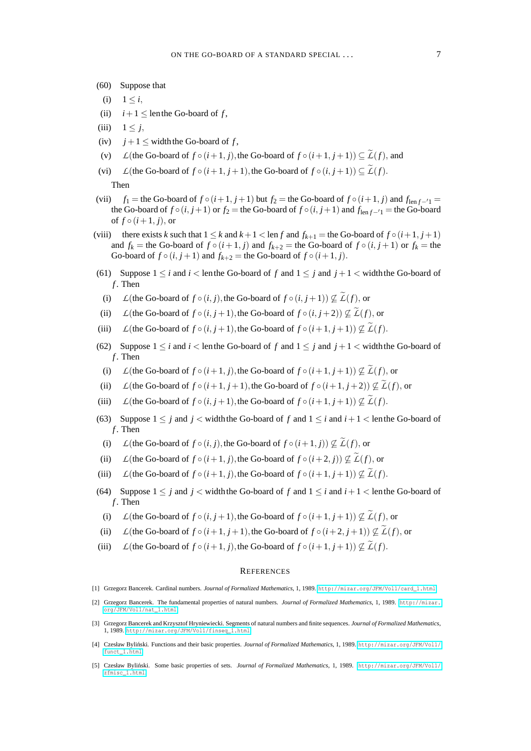(60) Suppose that

(i) $1 \leq i$,

(ii) $i+1 \leq$ len the Go-board of $f$,

(iii) $1 \leq j$,

(iv) $j+1 \leq$ width the Go-board of $f$,

(v) $\mathcal{L}$(the Go-board of $f \circ (i+1, j)$, the Go-board of $f \circ (i+1, j+1)) \subseteq \widetilde{\mathcal{L}}(f)$, and

(vi) $\mathcal{L}$(the Go-board of $f \circ (i+1, j+1)$, the Go-board of $f \circ (i, j+1)) \subseteq \widetilde{\mathcal{L}}(f)$.

Then

(vii) $f_1 =$ the Go-board of $f \circ (i+1, j+1)$ but $f_2 =$ the Go-board of $f \circ (i+1, j)$ and $f_{\mathrm{len}\, f - '1} =$ the Go-board of $f \circ (i, j+1)$ or $f_2 =$ the Go-board of $f \circ (i, j+1)$ and $f_{\mathrm{len}\, f - '1} =$ the Go-board of $f \circ (i+1, j)$, or

(viii) there exists $k$ such that $1 \leq k$ and $k+1 < \mathrm{len}\, f$ and $f_{k+1} =$ the Go-board of $f \circ (i+1, j+1)$ and $f_k =$ the Go-board of $f \circ (i+1, j)$ and $f_{k+2} =$ the Go-board of $f \circ (i, j+1)$ or $f_k =$ the Go-board of $f \circ (i, j+1)$ and $f_{k+2} =$ the Go-board of $f \circ (i+1, j)$.

(61) Suppose $1 \leq i$ and $i <$ len the Go-board of $f$ and $1 \leq j$ and $j+1 <$ width the Go-board of $f$. Then

(i) $\mathcal{L}$(the Go-board of $f \circ (i, j)$, the Go-board of $f \circ (i, j+1)) \not\subseteq \widetilde{\mathcal{L}}(f)$, or

(ii) $\mathcal{L}$(the Go-board of $f \circ (i, j+1)$, the Go-board of $f \circ (i, j+2)) \not\subseteq \widetilde{\mathcal{L}}(f)$, or

(iii) $\mathcal{L}$(the Go-board of $f \circ (i, j+1)$, the Go-board of $f \circ (i+1, j+1)) \not\subseteq \widetilde{\mathcal{L}}(f)$.

(62) Suppose $1 \leq i$ and $i <$ len the Go-board of $f$ and $1 \leq j$ and $j+1 <$ width the Go-board of $f$. Then

(i) $\mathcal{L}$(the Go-board of $f \circ (i+1, j)$, the Go-board of $f \circ (i+1, j+1)) \not\subseteq \widetilde{\mathcal{L}}(f)$, or

(ii) $\mathcal{L}$(the Go-board of $f \circ (i+1, j+1)$, the Go-board of $f \circ (i+1, j+2)) \not\subseteq \widetilde{\mathcal{L}}(f)$, or

(iii) $\mathcal{L}$(the Go-board of $f \circ (i, j+1)$, the Go-board of $f \circ (i+1, j+1)) \not\subseteq \widetilde{\mathcal{L}}(f)$.

(63) Suppose $1 \leq j$ and $j <$ width the Go-board of $f$ and $1 \leq i$ and $i+1 <$ len the Go-board of $f$. Then

(i) $\mathcal{L}$(the Go-board of $f \circ (i, j)$, the Go-board of $f \circ (i+1, j)) \not\subseteq \widetilde{\mathcal{L}}(f)$, or

(ii) $\mathcal{L}$(the Go-board of $f \circ (i+1, j)$, the Go-board of $f \circ (i+2, j)) \not\subseteq \widetilde{\mathcal{L}}(f)$, or

(iii) $\mathcal{L}$(the Go-board of $f \circ (i+1, j)$, the Go-board of $f \circ (i+1, j+1)) \not\subseteq \widetilde{\mathcal{L}}(f)$.

(64) Suppose $1 \leq j$ and $j <$ width the Go-board of $f$ and $1 \leq i$ and $i+1 <$ len the Go-board of $f$. Then

(i) $\mathcal{L}$(the Go-board of $f \circ (i, j+1)$, the Go-board of $f \circ (i+1, j+1)) \not\subseteq \widetilde{\mathcal{L}}(f)$, or

(ii) $\mathcal{L}$(the Go-board of $f \circ (i+1, j+1)$, the Go-board of $f \circ (i+2, j+1)) \not\subseteq \widetilde{\mathcal{L}}(f)$, or

(iii) $\mathcal{L}$(the Go-board of $f \circ (i+1, j)$, the Go-board of $f \circ (i+1, j+1)) \not\subseteq \widetilde{\mathcal{L}}(f)$.

## REFERENCES

[1] Grzegorz Bancerek. Cardinal numbers. *Journal of Formalized Mathematics*, 1, 1989. http://mizar.org/JFM/Vol1/card_1.html.

[2] Grzegorz Bancerek. The fundamental properties of natural numbers. *Journal of Formalized Mathematics*, 1, 1989. http://mizar.org/JFM/Vol1/nat_1.html.

[3] Grzegorz Bancerek and Krzysztof Hryniewiecki. Segments of natural numbers and finite sequences. *Journal of Formalized Mathematics*, 1, 1989. http://mizar.org/JFM/Vol1/finseq_1.html.

[4] Czesław Byliński. Functions and their basic properties. *Journal of Formalized Mathematics*, 1, 1989. http://mizar.org/JFM/Vol1/funct_1.html.

[5] Czesław Byliński. Some basic properties of sets. *Journal of Formalized Mathematics*, 1, 1989. http://mizar.org/JFM/Vol1/zfmisc_1.html.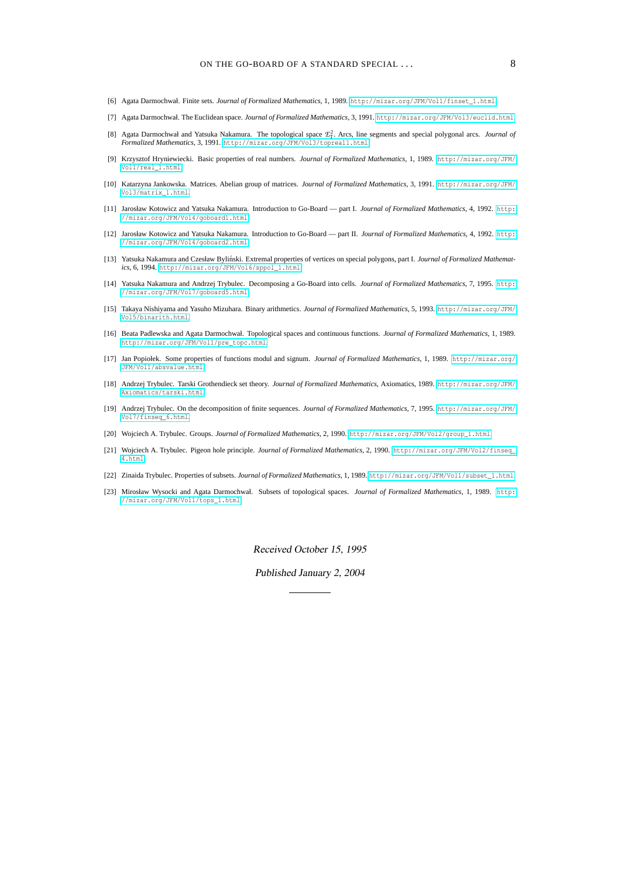[6] Agata Darmochwał. Finite sets. *Journal of Formalized Mathematics*, 1, 1989. http://mizar.org/JFM/Vol1/finset_1.html.

[7] Agata Darmochwał. The Euclidean space. *Journal of Formalized Mathematics*, 3, 1991. http://mizar.org/JFM/Vol3/euclid.html.

[8] Agata Darmochwał and Yatsuka Nakamura. The topological space $\mathcal{E}^2_T$. Arcs, line segments and special polygonal arcs. *Journal of Formalized Mathematics*, 3, 1991. http://mizar.org/JFM/Vol3/topreal1.html.

[9] Krzysztof Hryniewiecki. Basic properties of real numbers. *Journal of Formalized Mathematics*, 1, 1989. http://mizar.org/JFM/Vol1/real_1.html.

[10] Katarzyna Jankowska. Matrices. Abelian group of matrices. *Journal of Formalized Mathematics*, 3, 1991. http://mizar.org/JFM/Vol3/matrix_1.html.

[11] Jarosław Kotowicz and Yatsuka Nakamura. Introduction to Go-Board — part I. *Journal of Formalized Mathematics*, 4, 1992. http://mizar.org/JFM/Vol4/goboard1.html.

[12] Jarosław Kotowicz and Yatsuka Nakamura. Introduction to Go-Board — part II. *Journal of Formalized Mathematics*, 4, 1992. http://mizar.org/JFM/Vol4/goboard2.html.

[13] Yatsuka Nakamura and Czesław Byliński. Extremal properties of vertices on special polygons, part I. *Journal of Formalized Mathematics*, 6, 1994. http://mizar.org/JFM/Vol6/sppol_1.html.

[14] Yatsuka Nakamura and Andrzej Trybulec. Decomposing a Go-Board into cells. *Journal of Formalized Mathematics*, 7, 1995. http://mizar.org/JFM/Vol7/goboard5.html.

[15] Takaya Nishiyama and Yasuho Mizuhara. Binary arithmetics. *Journal of Formalized Mathematics*, 5, 1993. http://mizar.org/JFM/Vol5/binarith.html.

[16] Beata Padlewska and Agata Darmochwał. Topological spaces and continuous functions. *Journal of Formalized Mathematics*, 1, 1989. http://mizar.org/JFM/Vol1/pre_topc.html.

[17] Jan Popiołek. Some properties of functions modul and signum. *Journal of Formalized Mathematics*, 1, 1989. http://mizar.org/JFM/Vol1/absvalue.html.

[18] Andrzej Trybulec. Tarski Grothendieck set theory. *Journal of Formalized Mathematics*, Axiomatics, 1989. http://mizar.org/JFM/Axiomatics/tarski.html.

[19] Andrzej Trybulec. On the decomposition of finite sequences. *Journal of Formalized Mathematics*, 7, 1995. http://mizar.org/JFM/Vol7/finseq_6.html.

[20] Wojciech A. Trybulec. Groups. *Journal of Formalized Mathematics*, 2, 1990. http://mizar.org/JFM/Vol2/group_1.html.

[21] Wojciech A. Trybulec. Pigeon hole principle. *Journal of Formalized Mathematics*, 2, 1990. http://mizar.org/JFM/Vol2/finseq_4.html.

[22] Zinaida Trybulec. Properties of subsets. *Journal of Formalized Mathematics*, 1, 1989. http://mizar.org/JFM/Vol1/subset_1.html.

[23] Mirosław Wysocki and Agata Darmochwał. Subsets of topological spaces. *Journal of Formalized Mathematics*, 1, 1989. http://mizar.org/JFM/Vol1/tops_1.html.

*Received October 15, 1995*

*Published January 2, 2004*